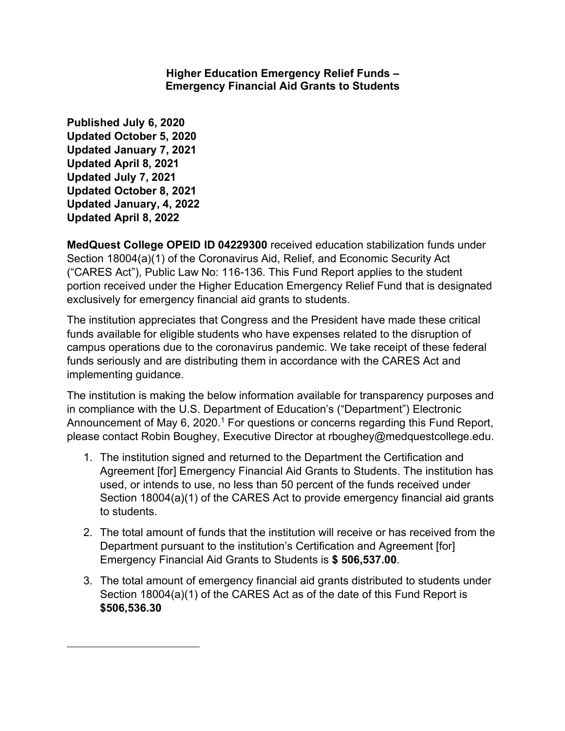**Higher Education Emergency Relief Funds –**
**Emergency Financial Aid Grants to Students**

**Published July 6, 2020**
**Updated October 5, 2020**
**Updated January 7, 2021**
**Updated April 8, 2021**
**Updated July 7, 2021**
**Updated October 8, 2021**
**Updated January, 4, 2022**
**Updated April 8, 2022**

**MedQuest College OPEID ID 04229300** received education stabilization funds under Section 18004(a)(1) of the Coronavirus Aid, Relief, and Economic Security Act ("CARES Act"), Public Law No: 116-136. This Fund Report applies to the student portion received under the Higher Education Emergency Relief Fund that is designated exclusively for emergency financial aid grants to students.

The institution appreciates that Congress and the President have made these critical funds available for eligible students who have expenses related to the disruption of campus operations due to the coronavirus pandemic. We take receipt of these federal funds seriously and are distributing them in accordance with the CARES Act and implementing guidance.

The institution is making the below information available for transparency purposes and in compliance with the U.S. Department of Education's ("Department") Electronic Announcement of May 6, 2020.[1] For questions or concerns regarding this Fund Report, please contact Robin Boughey, Executive Director at rboughey@medquestcollege.edu.

1. The institution signed and returned to the Department the Certification and Agreement [for] Emergency Financial Aid Grants to Students. The institution has used, or intends to use, no less than 50 percent of the funds received under Section 18004(a)(1) of the CARES Act to provide emergency financial aid grants to students.

2. The total amount of funds that the institution will receive or has received from the Department pursuant to the institution's Certification and Agreement [for] Emergency Financial Aid Grants to Students is **$ 506,537.00**.

3. The total amount of emergency financial aid grants distributed to students under Section 18004(a)(1) of the CARES Act as of the date of this Fund Report is **$506,536.30**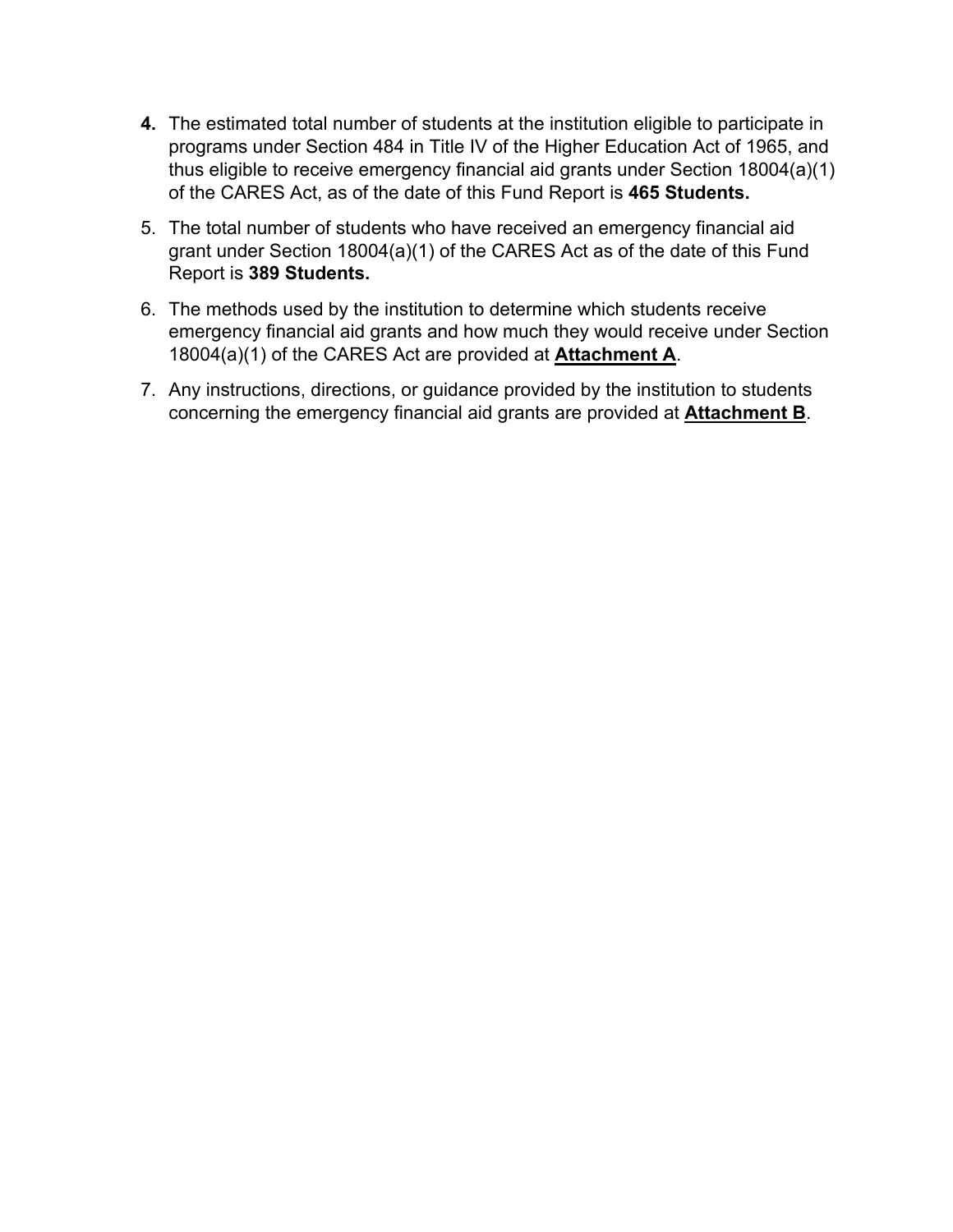4. The estimated total number of students at the institution eligible to participate in programs under Section 484 in Title IV of the Higher Education Act of 1965, and thus eligible to receive emergency financial aid grants under Section 18004(a)(1) of the CARES Act, as of the date of this Fund Report is **465 Students.**

5. The total number of students who have received an emergency financial aid grant under Section 18004(a)(1) of the CARES Act as of the date of this Fund Report is **389 Students.**

6. The methods used by the institution to determine which students receive emergency financial aid grants and how much they would receive under Section 18004(a)(1) of the CARES Act are provided at **Attachment A**.

7. Any instructions, directions, or guidance provided by the institution to students concerning the emergency financial aid grants are provided at **Attachment B**.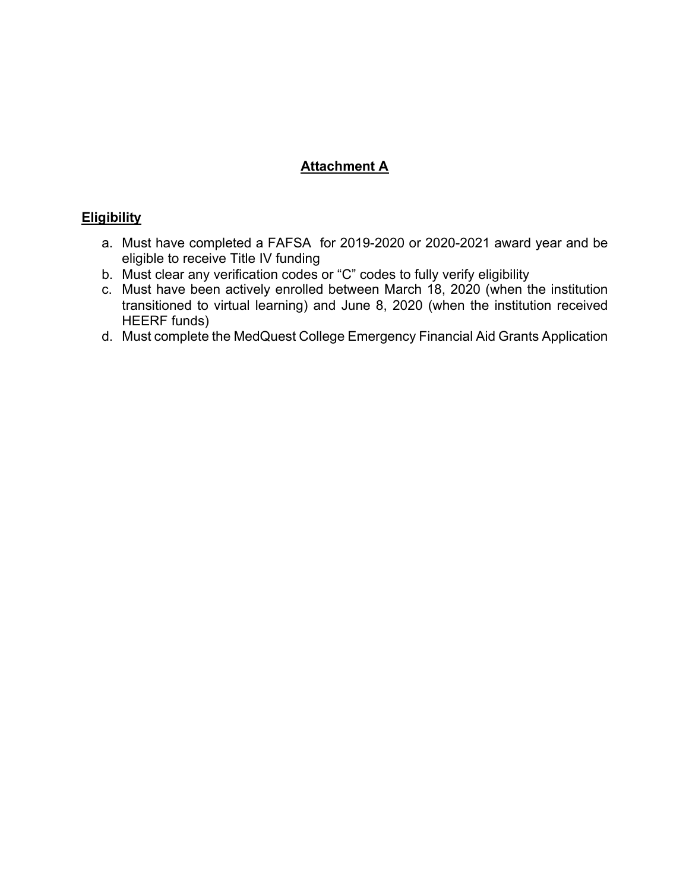## **Attachment A**

### **Eligibility**

a. Must have completed a FAFSA for 2019-2020 or 2020-2021 award year and be eligible to receive Title IV funding
b. Must clear any verification codes or "C" codes to fully verify eligibility
c. Must have been actively enrolled between March 18, 2020 (when the institution transitioned to virtual learning) and June 8, 2020 (when the institution received HEERF funds)
d. Must complete the MedQuest College Emergency Financial Aid Grants Application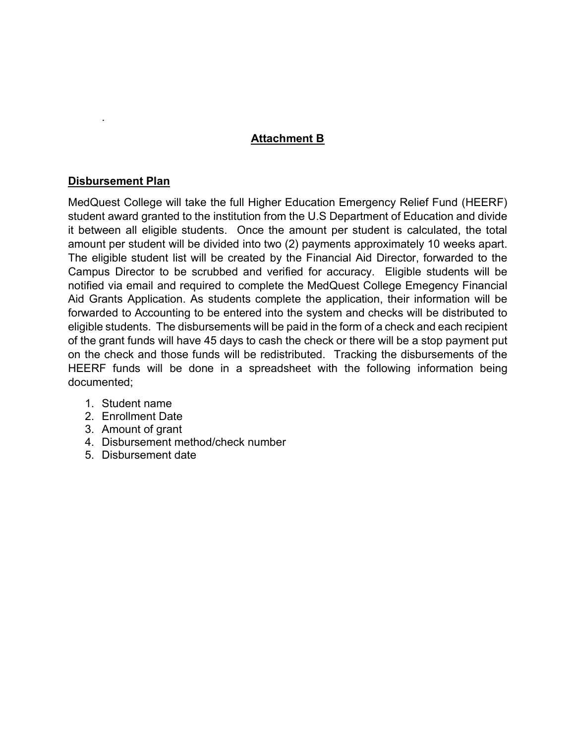## Attachment B

**Disbursement Plan**

MedQuest College will take the full Higher Education Emergency Relief Fund (HEERF) student award granted to the institution from the U.S Department of Education and divide it between all eligible students. Once the amount per student is calculated, the total amount per student will be divided into two (2) payments approximately 10 weeks apart. The eligible student list will be created by the Financial Aid Director, forwarded to the Campus Director to be scrubbed and verified for accuracy. Eligible students will be notified via email and required to complete the MedQuest College Emegency Financial Aid Grants Application. As students complete the application, their information will be forwarded to Accounting to be entered into the system and checks will be distributed to eligible students. The disbursements will be paid in the form of a check and each recipient of the grant funds will have 45 days to cash the check or there will be a stop payment put on the check and those funds will be redistributed. Tracking the disbursements of the HEERF funds will be done in a spreadsheet with the following information being documented;

1. Student name
2. Enrollment Date
3. Amount of grant
4. Disbursement method/check number
5. Disbursement date